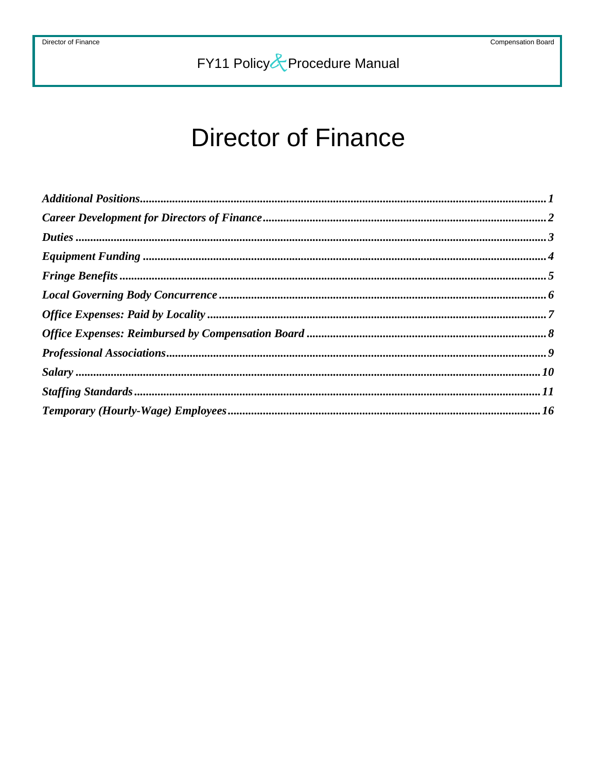# Director of Finance

*Additional Positions* ... 1
*Career Development for Directors of Finance* ... 2
*Duties* ... 3
*Equipment Funding* ... 4
*Fringe Benefits* ... 5
*Local Governing Body Concurrence* ... 6
*Office Expenses: Paid by Locality* ... 7
*Office Expenses: Reimbursed by Compensation Board* ... 8
*Professional Associations* ... 9
*Salary* ... 10
*Staffing Standards* ... 11
*Temporary (Hourly-Wage) Employees* ... 16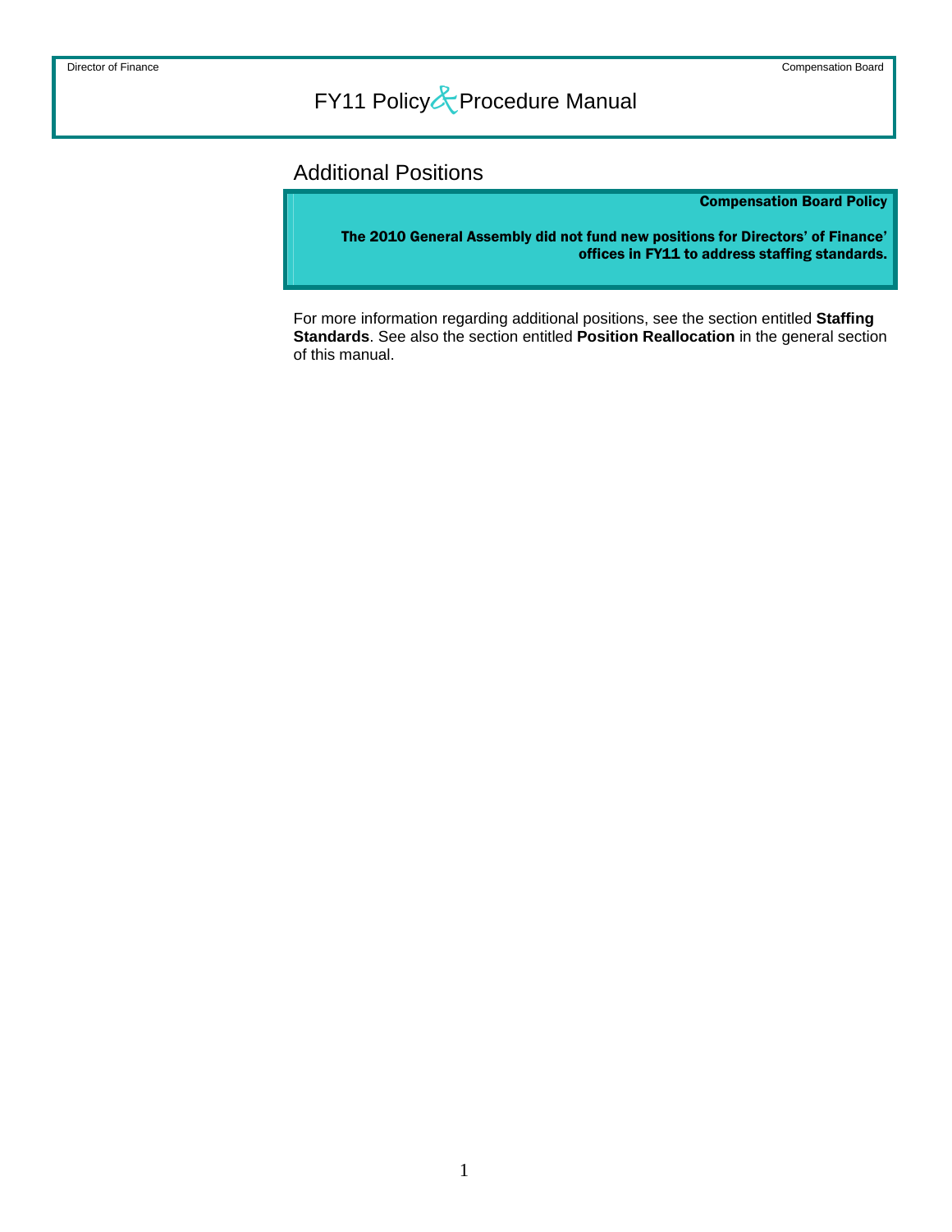## Additional Positions

**Compensation Board Policy**

**The 2010 General Assembly did not fund new positions for Directors' of Finance' offices in FY11 to address staffing standards.**

For more information regarding additional positions, see the section entitled **Staffing Standards**. See also the section entitled **Position Reallocation** in the general section of this manual.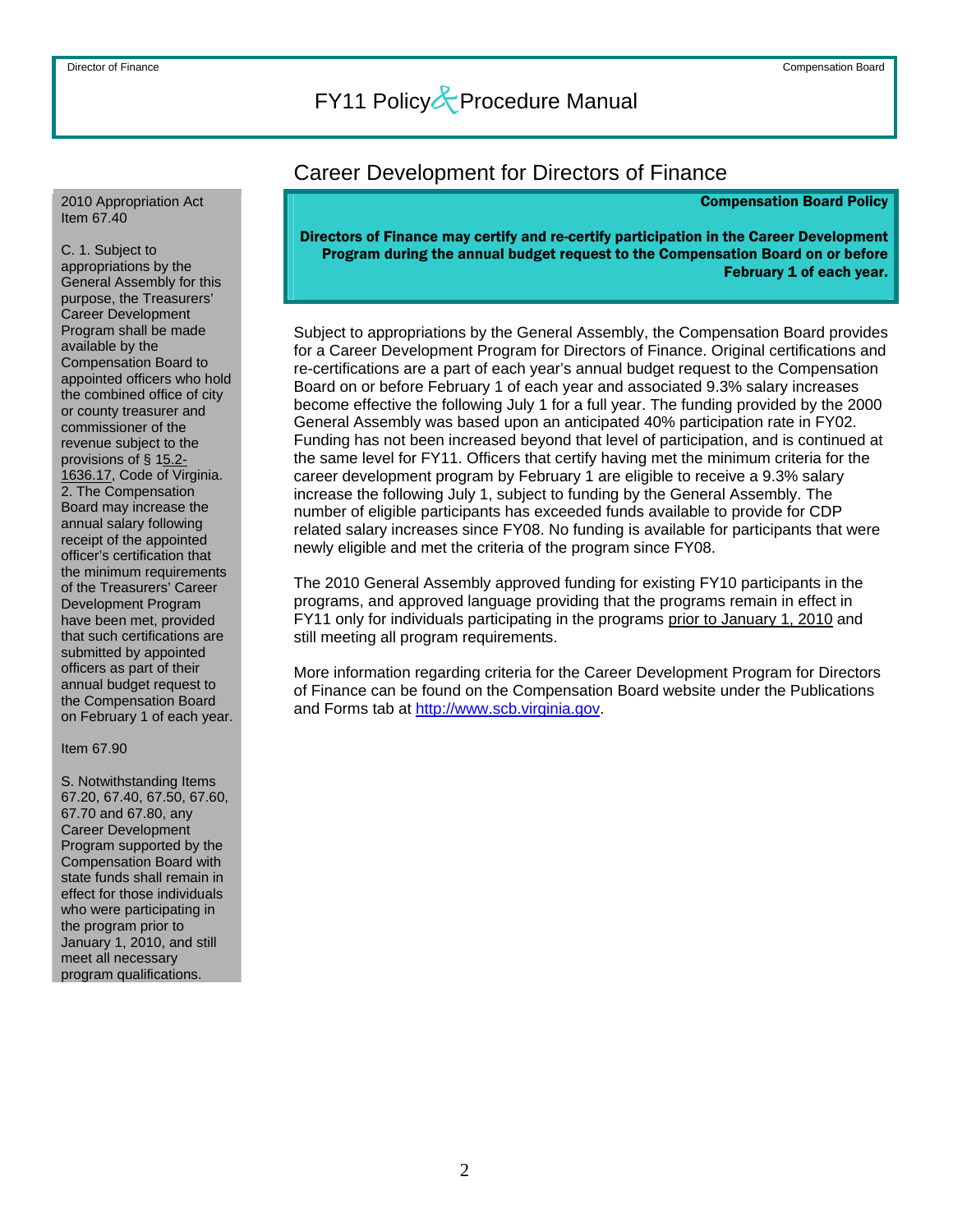## Career Development for Directors of Finance

**Compensation Board Policy**

**Directors of Finance may certify and re-certify participation in the Career Development Program during the annual budget request to the Compensation Board on or before February 1 of each year.**

Subject to appropriations by the General Assembly, the Compensation Board provides for a Career Development Program for Directors of Finance. Original certifications and re-certifications are a part of each year's annual budget request to the Compensation Board on or before February 1 of each year and associated 9.3% salary increases become effective the following July 1 for a full year. The funding provided by the 2000 General Assembly was based upon an anticipated 40% participation rate in FY02. Funding has not been increased beyond that level of participation, and is continued at the same level for FY11. Officers that certify having met the minimum criteria for the career development program by February 1 are eligible to receive a 9.3% salary increase the following July 1, subject to funding by the General Assembly. The number of eligible participants has exceeded funds available to provide for CDP related salary increases since FY08. No funding is available for participants that were newly eligible and met the criteria of the program since FY08.

The 2010 General Assembly approved funding for existing FY10 participants in the programs, and approved language providing that the programs remain in effect in FY11 only for individuals participating in the programs prior to January 1, 2010 and still meeting all program requirements.

More information regarding criteria for the Career Development Program for Directors of Finance can be found on the Compensation Board website under the Publications and Forms tab at http://www.scb.virginia.gov.

2010 Appropriation Act
Item 67.40

C. 1. Subject to appropriations by the General Assembly for this purpose, the Treasurers' Career Development Program shall be made available by the Compensation Board to appointed officers who hold the combined office of city or county treasurer and commissioner of the revenue subject to the provisions of § 15.2-1636.17, Code of Virginia. 2. The Compensation Board may increase the annual salary following receipt of the appointed officer's certification that the minimum requirements of the Treasurers' Career Development Program have been met, provided that such certifications are submitted by appointed officers as part of their annual budget request to the Compensation Board on February 1 of each year.

Item 67.90

S. Notwithstanding Items 67.20, 67.40, 67.50, 67.60, 67.70 and 67.80, any Career Development Program supported by the Compensation Board with state funds shall remain in effect for those individuals who were participating in the program prior to January 1, 2010, and still meet all necessary program qualifications.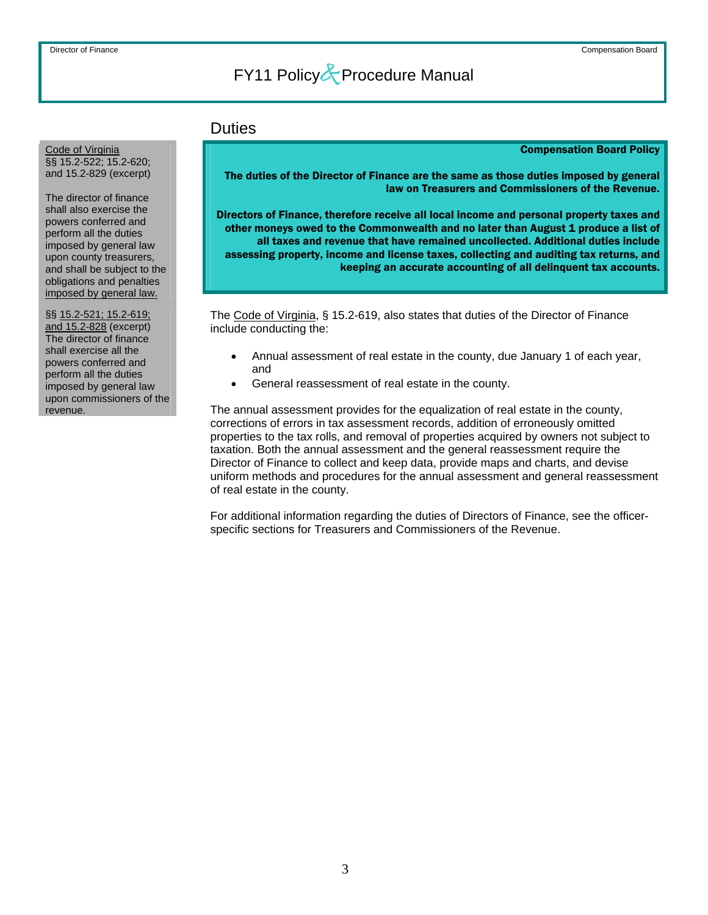## Duties

Code of Virginia
§§ 15.2-522; 15.2-620; and 15.2-829 (excerpt)

The director of finance shall also exercise the powers conferred and perform all the duties imposed by general law upon county treasurers, and shall be subject to the obligations and penalties imposed by general law.

§§ 15.2-521; 15.2-619; and 15.2-828 (excerpt)
The director of finance shall exercise all the powers conferred and perform all the duties imposed by general law upon commissioners of the revenue.

**Compensation Board Policy**

**The duties of the Director of Finance are the same as those duties imposed by general law on Treasurers and Commissioners of the Revenue.**

**Directors of Finance, therefore receive all local income and personal property taxes and other moneys owed to the Commonwealth and no later than August 1 produce a list of all taxes and revenue that have remained uncollected. Additional duties include assessing property, income and license taxes, collecting and auditing tax returns, and keeping an accurate accounting of all delinquent tax accounts.**

The Code of Virginia, § 15.2-619, also states that duties of the Director of Finance include conducting the:

- Annual assessment of real estate in the county, due January 1 of each year, and
- General reassessment of real estate in the county.

The annual assessment provides for the equalization of real estate in the county, corrections of errors in tax assessment records, addition of erroneously omitted properties to the tax rolls, and removal of properties acquired by owners not subject to taxation. Both the annual assessment and the general reassessment require the Director of Finance to collect and keep data, provide maps and charts, and devise uniform methods and procedures for the annual assessment and general reassessment of real estate in the county.

For additional information regarding the duties of Directors of Finance, see the officer-specific sections for Treasurers and Commissioners of the Revenue.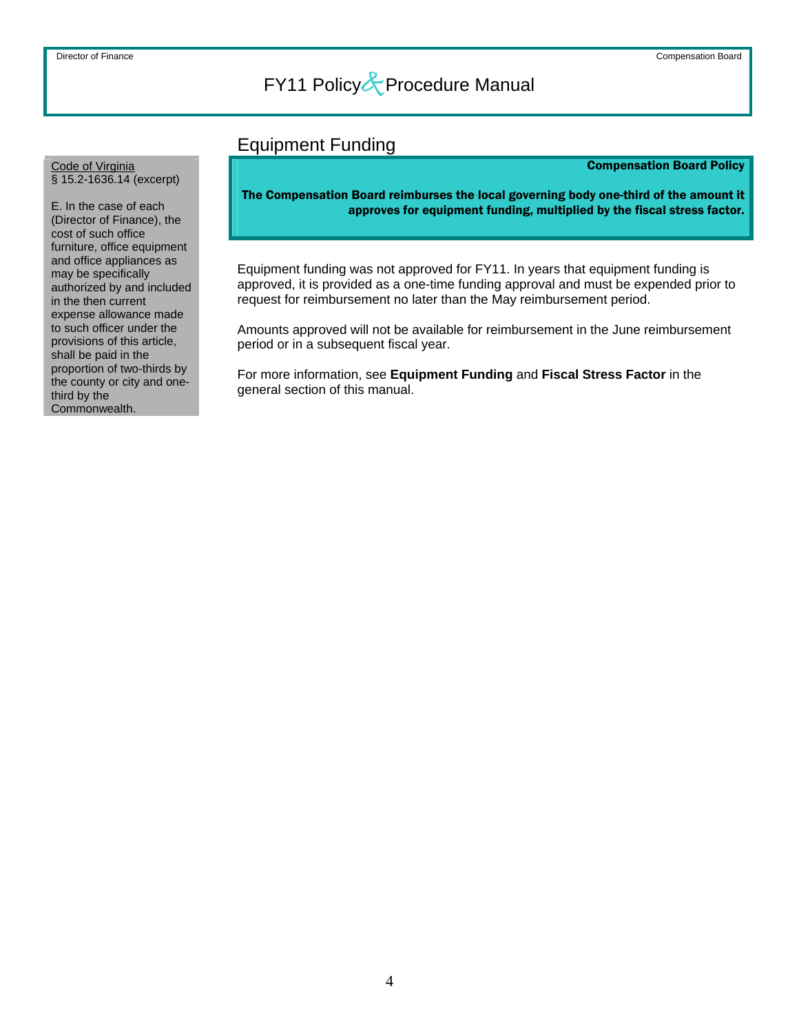## Equipment Funding

Code of Virginia
§ 15.2-1636.14 (excerpt)

E. In the case of each (Director of Finance), the cost of such office furniture, office equipment and office appliances as may be specifically authorized by and included in the then current expense allowance made to such officer under the provisions of this article, shall be paid in the proportion of two-thirds by the county or city and one-third by the Commonwealth.

**Compensation Board Policy**

**The Compensation Board reimburses the local governing body one-third of the amount it approves for equipment funding, multiplied by the fiscal stress factor.**

Equipment funding was not approved for FY11. In years that equipment funding is approved, it is provided as a one-time funding approval and must be expended prior to request for reimbursement no later than the May reimbursement period.

Amounts approved will not be available for reimbursement in the June reimbursement period or in a subsequent fiscal year.

For more information, see **Equipment Funding** and **Fiscal Stress Factor** in the general section of this manual.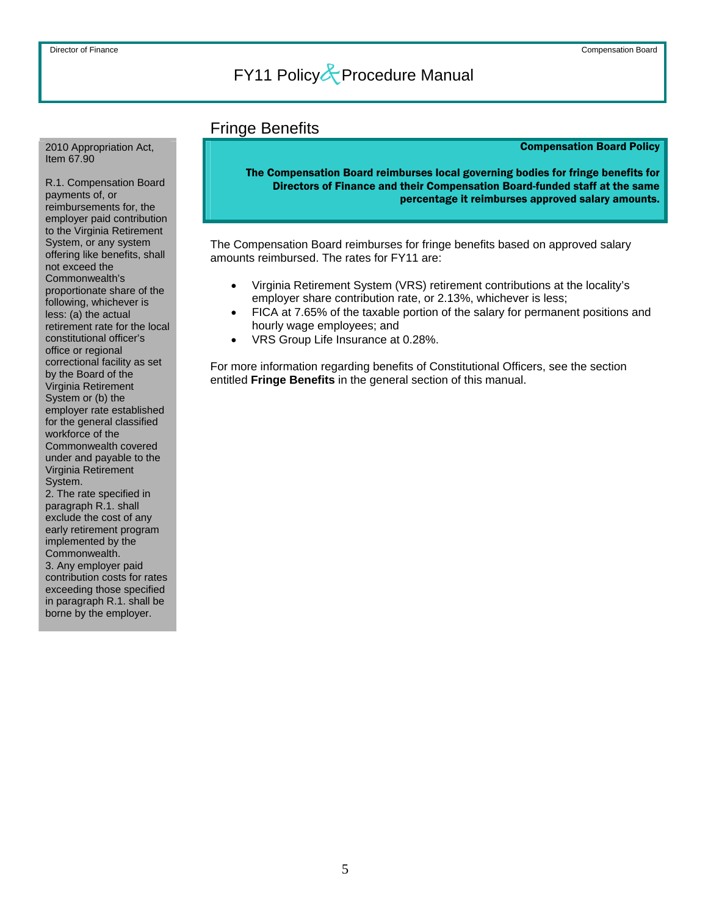## Fringe Benefits

2010 Appropriation Act, Item 67.90

R.1. Compensation Board payments of, or reimbursements for, the employer paid contribution to the Virginia Retirement System, or any system offering like benefits, shall not exceed the Commonwealth's proportionate share of the following, whichever is less: (a) the actual retirement rate for the local constitutional officer's office or regional correctional facility as set by the Board of the Virginia Retirement System or (b) the employer rate established for the general classified workforce of the Commonwealth covered under and payable to the Virginia Retirement System.
2. The rate specified in paragraph R.1. shall exclude the cost of any early retirement program implemented by the Commonwealth.
3. Any employer paid contribution costs for rates exceeding those specified in paragraph R.1. shall be borne by the employer.

**Compensation Board Policy**

**The Compensation Board reimburses local governing bodies for fringe benefits for Directors of Finance and their Compensation Board-funded staff at the same percentage it reimburses approved salary amounts.**

The Compensation Board reimburses for fringe benefits based on approved salary amounts reimbursed. The rates for FY11 are:

- Virginia Retirement System (VRS) retirement contributions at the locality's employer share contribution rate, or 2.13%, whichever is less;
- FICA at 7.65% of the taxable portion of the salary for permanent positions and hourly wage employees; and
- VRS Group Life Insurance at 0.28%.

For more information regarding benefits of Constitutional Officers, see the section entitled **Fringe Benefits** in the general section of this manual.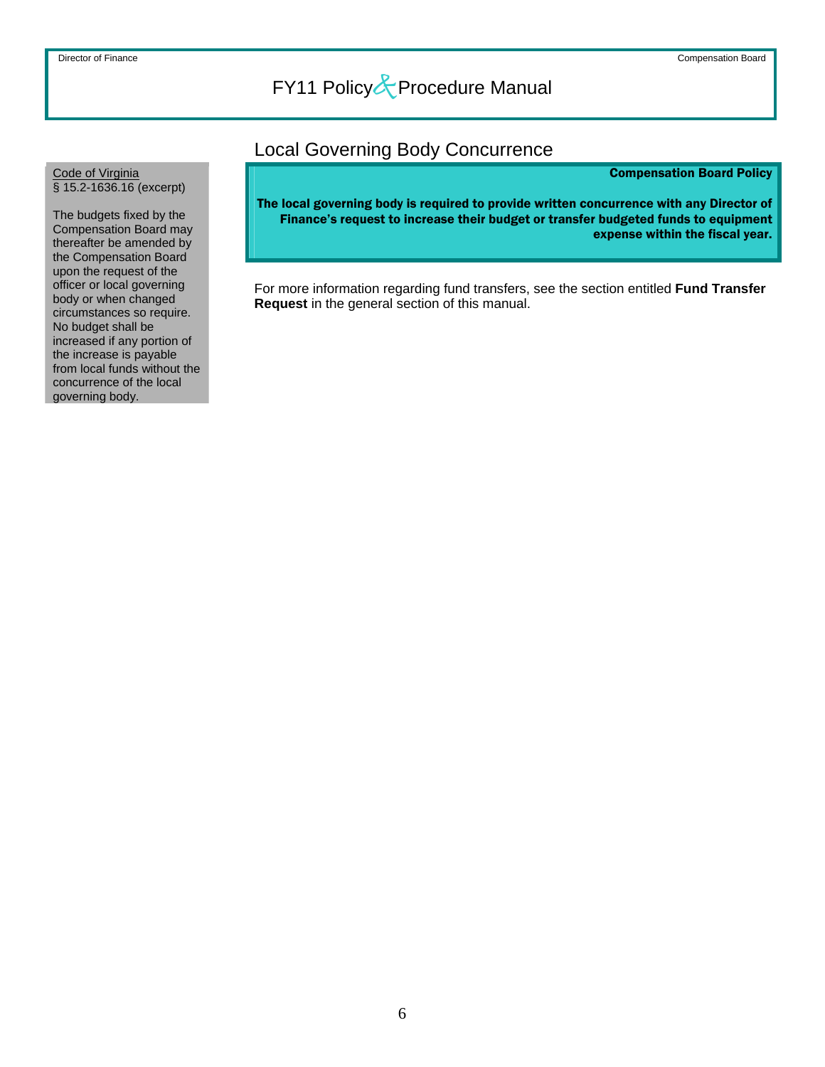## Local Governing Body Concurrence

**Code of Virginia**
§ 15.2-1636.16 (excerpt)

The budgets fixed by the Compensation Board may thereafter be amended by the Compensation Board upon the request of the officer or local governing body or when changed circumstances so require. No budget shall be increased if any portion of the increase is payable from local funds without the concurrence of the local governing body.

**Compensation Board Policy**

**The local governing body is required to provide written concurrence with any Director of Finance's request to increase their budget or transfer budgeted funds to equipment expense within the fiscal year.**

For more information regarding fund transfers, see the section entitled **Fund Transfer Request** in the general section of this manual.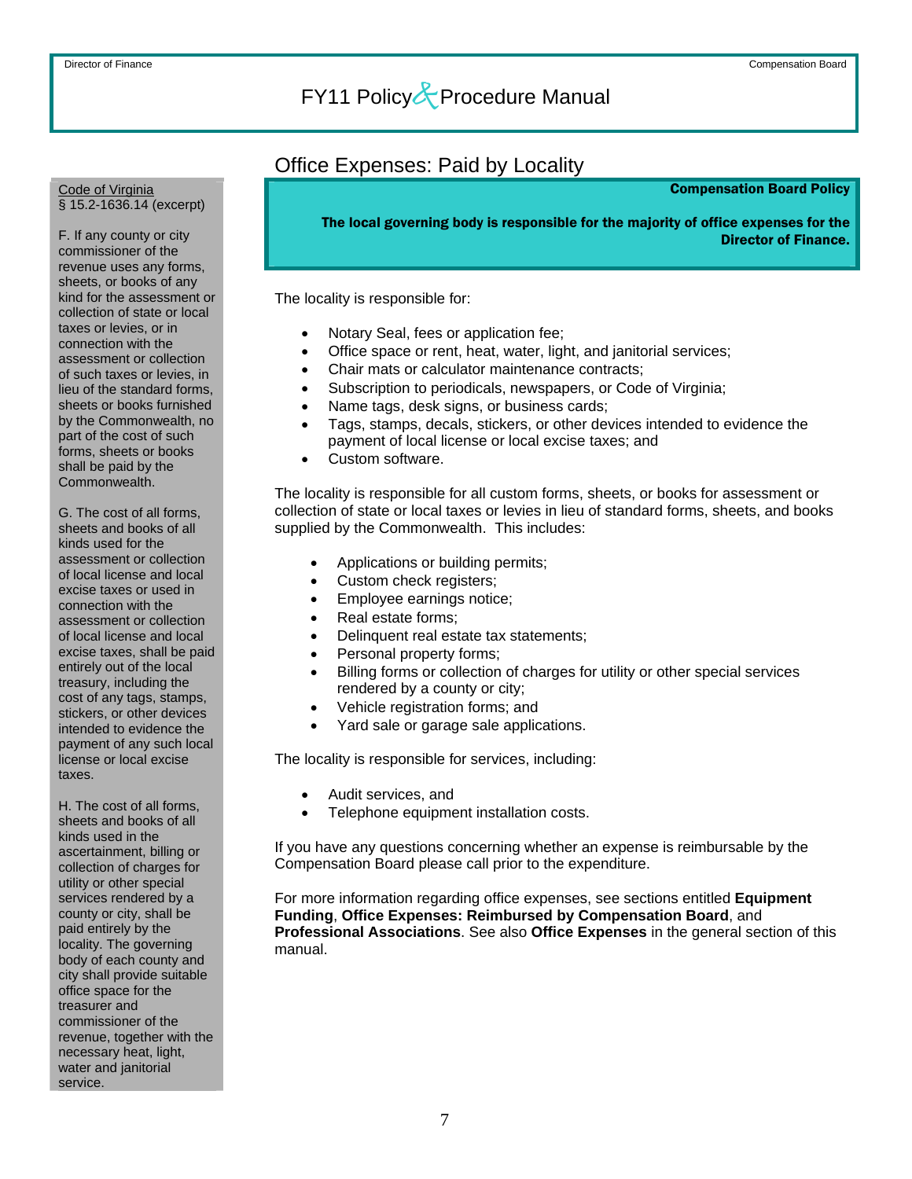## Office Expenses: Paid by Locality

**Compensation Board Policy**

**The local governing body is responsible for the majority of office expenses for the Director of Finance.**

The locality is responsible for:

- Notary Seal, fees or application fee;
- Office space or rent, heat, water, light, and janitorial services;
- Chair mats or calculator maintenance contracts;
- Subscription to periodicals, newspapers, or Code of Virginia;
- Name tags, desk signs, or business cards;
- Tags, stamps, decals, stickers, or other devices intended to evidence the payment of local license or local excise taxes; and
- Custom software.

The locality is responsible for all custom forms, sheets, or books for assessment or collection of state or local taxes or levies in lieu of standard forms, sheets, and books supplied by the Commonwealth. This includes:

- Applications or building permits;
- Custom check registers;
- Employee earnings notice;
- Real estate forms;
- Delinquent real estate tax statements;
- Personal property forms;
- Billing forms or collection of charges for utility or other special services rendered by a county or city;
- Vehicle registration forms; and
- Yard sale or garage sale applications.

The locality is responsible for services, including:

- Audit services, and
- Telephone equipment installation costs.

If you have any questions concerning whether an expense is reimbursable by the Compensation Board please call prior to the expenditure.

For more information regarding office expenses, see sections entitled **Equipment Funding**, **Office Expenses: Reimbursed by Compensation Board**, and **Professional Associations**. See also **Office Expenses** in the general section of this manual.

---

Code of Virginia
§ 15.2-1636.14 (excerpt)

F. If any county or city commissioner of the revenue uses any forms, sheets, or books of any kind for the assessment or collection of state or local taxes or levies, or in connection with the assessment or collection of such taxes or levies, in lieu of the standard forms, sheets or books furnished by the Commonwealth, no part of the cost of such forms, sheets or books shall be paid by the Commonwealth.

G. The cost of all forms, sheets and books of all kinds used for the assessment or collection of local license and local excise taxes or used in connection with the assessment or collection of local license and local excise taxes, shall be paid entirely out of the local treasury, including the cost of any tags, stamps, stickers, or other devices intended to evidence the payment of any such local license or local excise taxes.

H. The cost of all forms, sheets and books of all kinds used in the ascertainment, billing or collection of charges for utility or other special services rendered by a county or city, shall be paid entirely by the locality. The governing body of each county and city shall provide suitable office space for the treasurer and commissioner of the revenue, together with the necessary heat, light, water and janitorial service.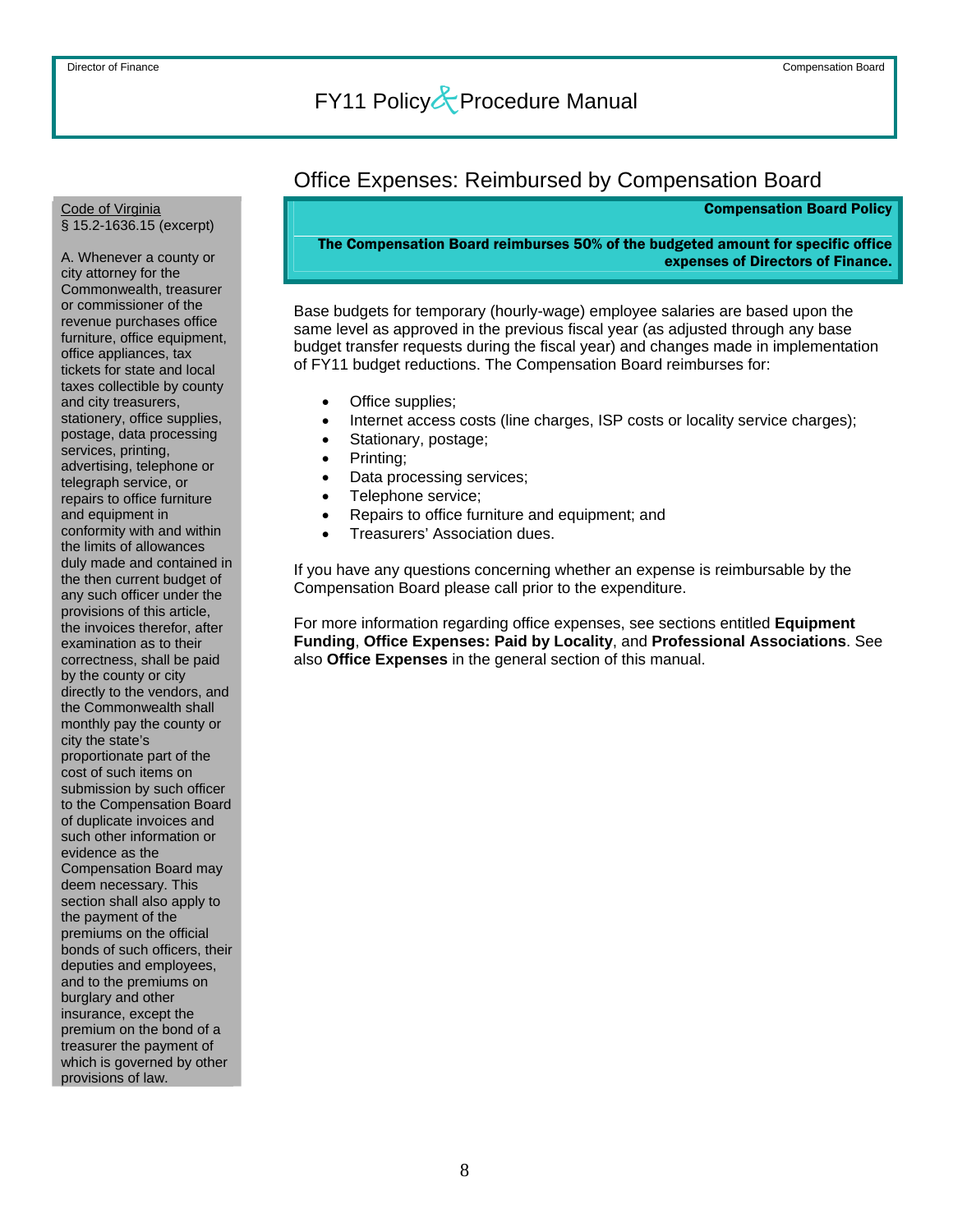## Office Expenses: Reimbursed by Compensation Board

Code of Virginia
§ 15.2-1636.15 (excerpt)

A. Whenever a county or city attorney for the Commonwealth, treasurer or commissioner of the revenue purchases office furniture, office equipment, office appliances, tax tickets for state and local taxes collectible by county and city treasurers, stationery, office supplies, postage, data processing services, printing, advertising, telephone or telegraph service, or repairs to office furniture and equipment in conformity with and within the limits of allowances duly made and contained in the then current budget of any such officer under the provisions of this article, the invoices therefor, after examination as to their correctness, shall be paid by the county or city directly to the vendors, and the Commonwealth shall monthly pay the county or city the state's proportionate part of the cost of such items on submission by such officer to the Compensation Board of duplicate invoices and such other information or evidence as the Compensation Board may deem necessary. This section shall also apply to the payment of the premiums on the official bonds of such officers, their deputies and employees, and to the premiums on burglary and other insurance, except the premium on the bond of a treasurer the payment of which is governed by other provisions of law.

**Compensation Board Policy**

**The Compensation Board reimburses 50% of the budgeted amount for specific office expenses of Directors of Finance.**

Base budgets for temporary (hourly-wage) employee salaries are based upon the same level as approved in the previous fiscal year (as adjusted through any base budget transfer requests during the fiscal year) and changes made in implementation of FY11 budget reductions. The Compensation Board reimburses for:

- Office supplies;
- Internet access costs (line charges, ISP costs or locality service charges);
- Stationary, postage;
- Printing;
- Data processing services;
- Telephone service;
- Repairs to office furniture and equipment; and
- Treasurers' Association dues.

If you have any questions concerning whether an expense is reimbursable by the Compensation Board please call prior to the expenditure.

For more information regarding office expenses, see sections entitled **Equipment Funding**, **Office Expenses: Paid by Locality**, and **Professional Associations**. See also **Office Expenses** in the general section of this manual.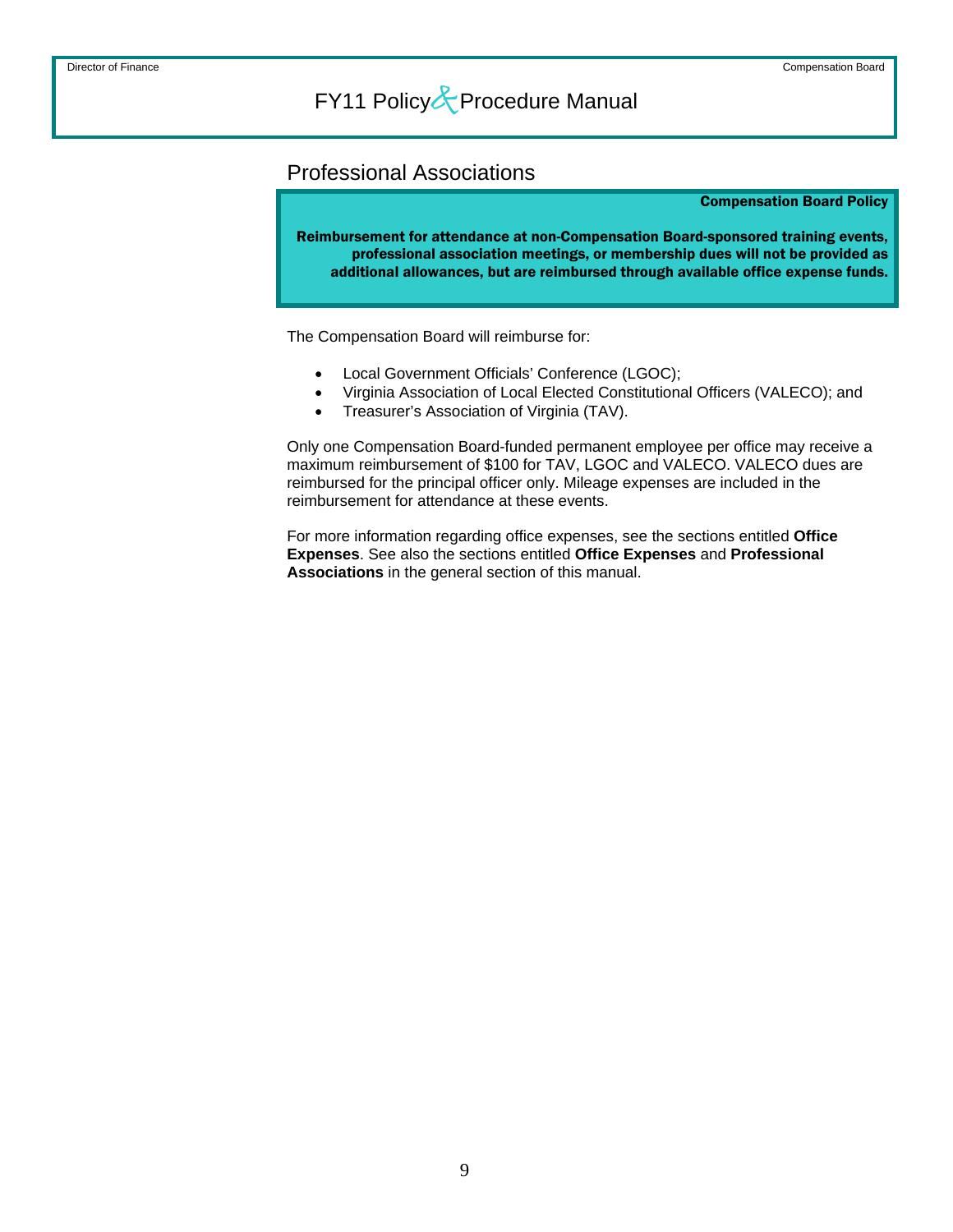## Professional Associations

**Compensation Board Policy**

**Reimbursement for attendance at non-Compensation Board-sponsored training events, professional association meetings, or membership dues will not be provided as additional allowances, but are reimbursed through available office expense funds.**

The Compensation Board will reimburse for:

- Local Government Officials' Conference (LGOC);
- Virginia Association of Local Elected Constitutional Officers (VALECO); and
- Treasurer's Association of Virginia (TAV).

Only one Compensation Board-funded permanent employee per office may receive a maximum reimbursement of $100 for TAV, LGOC and VALECO. VALECO dues are reimbursed for the principal officer only. Mileage expenses are included in the reimbursement for attendance at these events.

For more information regarding office expenses, see the sections entitled **Office Expenses**. See also the sections entitled **Office Expenses** and **Professional Associations** in the general section of this manual.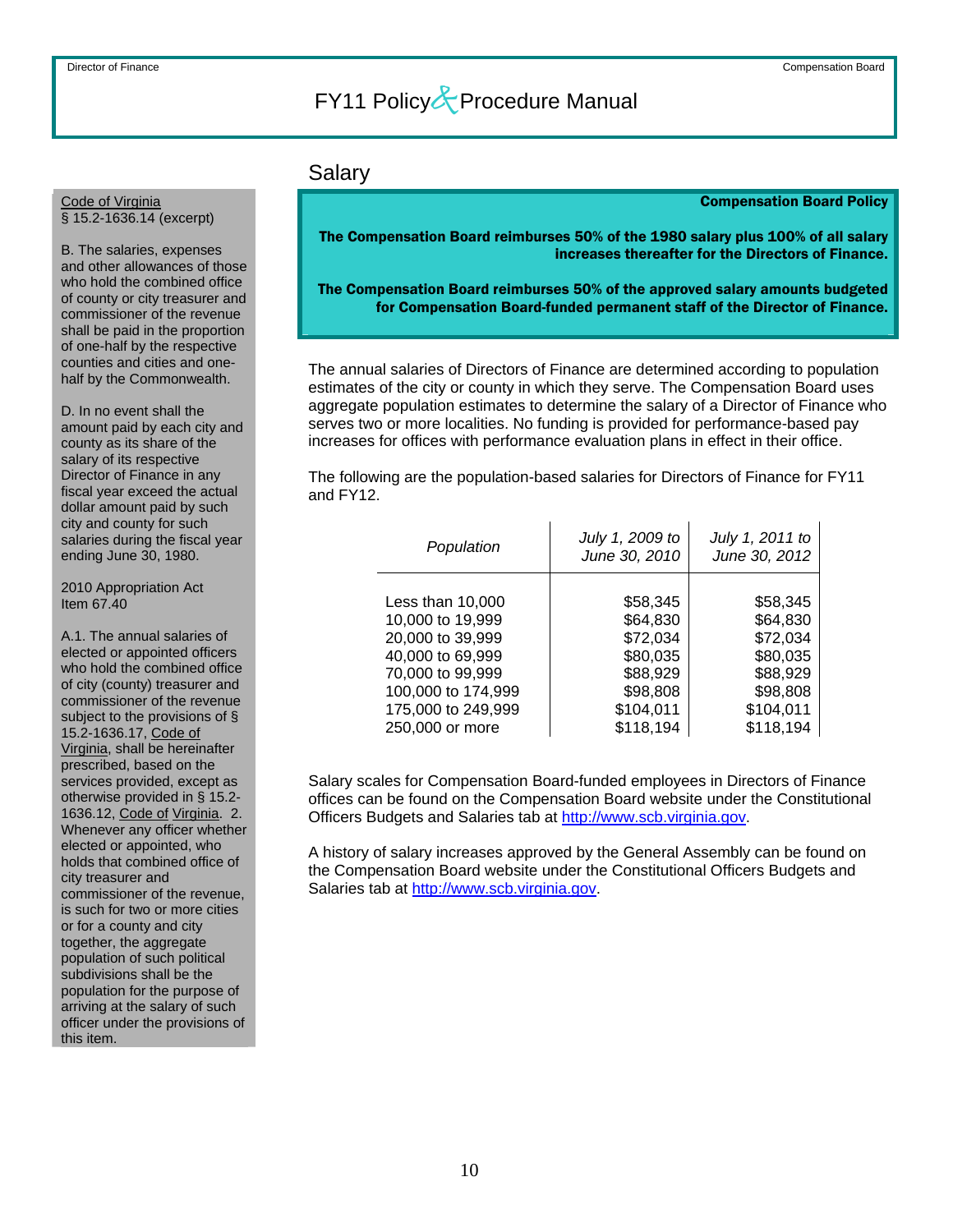## Salary

**Compensation Board Policy**

**The Compensation Board reimburses 50% of the 1980 salary plus 100% of all salary increases thereafter for the Directors of Finance.**

**The Compensation Board reimburses 50% of the approved salary amounts budgeted for Compensation Board-funded permanent staff of the Director of Finance.**

The annual salaries of Directors of Finance are determined according to population estimates of the city or county in which they serve. The Compensation Board uses aggregate population estimates to determine the salary of a Director of Finance who serves two or more localities. No funding is provided for performance-based pay increases for offices with performance evaluation plans in effect in their office.

The following are the population-based salaries for Directors of Finance for FY11 and FY12.

| *Population* | *July 1, 2009 to June 30, 2010* | *July 1, 2011 to June 30, 2012* |
|---|---|---|
| Less than 10,000 | $58,345 | $58,345 |
| 10,000 to 19,999 | $64,830 | $64,830 |
| 20,000 to 39,999 | $72,034 | $72,034 |
| 40,000 to 69,999 | $80,035 | $80,035 |
| 70,000 to 99,999 | $88,929 | $88,929 |
| 100,000 to 174,999 | $98,808 | $98,808 |
| 175,000 to 249,999 | $104,011 | $104,011 |
| 250,000 or more | $118,194 | $118,194 |

Salary scales for Compensation Board-funded employees in Directors of Finance offices can be found on the Compensation Board website under the Constitutional Officers Budgets and Salaries tab at http://www.scb.virginia.gov.

A history of salary increases approved by the General Assembly can be found on the Compensation Board website under the Constitutional Officers Budgets and Salaries tab at http://www.scb.virginia.gov.

---

Code of Virginia
§ 15.2-1636.14 (excerpt)

B. The salaries, expenses and other allowances of those who hold the combined office of county or city treasurer and commissioner of the revenue shall be paid in the proportion of one-half by the respective counties and cities and one-half by the Commonwealth.

D. In no event shall the amount paid by each city and county as its share of the salary of its respective Director of Finance in any fiscal year exceed the actual dollar amount paid by such city and county for such salaries during the fiscal year ending June 30, 1980.

2010 Appropriation Act
Item 67.40

A.1. The annual salaries of elected or appointed officers who hold the combined office of city (county) treasurer and commissioner of the revenue subject to the provisions of § 15.2-1636.17, Code of Virginia, shall be hereinafter prescribed, based on the services provided, except as otherwise provided in § 15.2-1636.12, Code of Virginia. 2. Whenever any officer whether elected or appointed, who holds that combined office of city treasurer and commissioner of the revenue, is such for two or more cities or for a county and city together, the aggregate population of such political subdivisions shall be the population for the purpose of arriving at the salary of such officer under the provisions of this item.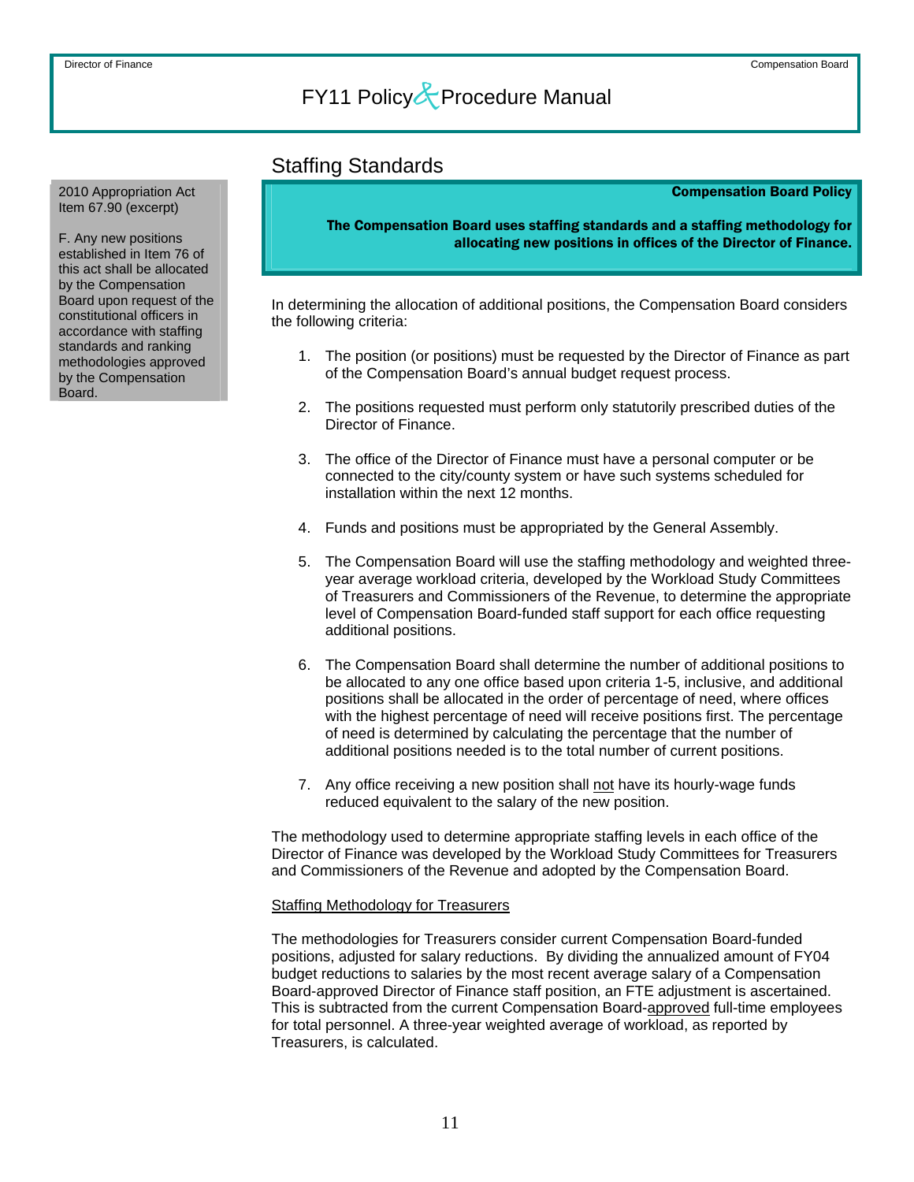## Staffing Standards

2010 Appropriation Act Item 67.90 (excerpt)

F. Any new positions established in Item 76 of this act shall be allocated by the Compensation Board upon request of the constitutional officers in accordance with staffing standards and ranking methodologies approved by the Compensation Board.

**Compensation Board Policy**

**The Compensation Board uses staffing standards and a staffing methodology for allocating new positions in offices of the Director of Finance.**

In determining the allocation of additional positions, the Compensation Board considers the following criteria:

1. The position (or positions) must be requested by the Director of Finance as part of the Compensation Board's annual budget request process.
2. The positions requested must perform only statutorily prescribed duties of the Director of Finance.
3. The office of the Director of Finance must have a personal computer or be connected to the city/county system or have such systems scheduled for installation within the next 12 months.
4. Funds and positions must be appropriated by the General Assembly.
5. The Compensation Board will use the staffing methodology and weighted three-year average workload criteria, developed by the Workload Study Committees of Treasurers and Commissioners of the Revenue, to determine the appropriate level of Compensation Board-funded staff support for each office requesting additional positions.
6. The Compensation Board shall determine the number of additional positions to be allocated to any one office based upon criteria 1-5, inclusive, and additional positions shall be allocated in the order of percentage of need, where offices with the highest percentage of need will receive positions first. The percentage of need is determined by calculating the percentage that the number of additional positions needed is to the total number of current positions.
7. Any office receiving a new position shall not have its hourly-wage funds reduced equivalent to the salary of the new position.

The methodology used to determine appropriate staffing levels in each office of the Director of Finance was developed by the Workload Study Committees for Treasurers and Commissioners of the Revenue and adopted by the Compensation Board.

Staffing Methodology for Treasurers

The methodologies for Treasurers consider current Compensation Board-funded positions, adjusted for salary reductions. By dividing the annualized amount of FY04 budget reductions to salaries by the most recent average salary of a Compensation Board-approved Director of Finance staff position, an FTE adjustment is ascertained. This is subtracted from the current Compensation Board-approved full-time employees for total personnel. A three-year weighted average of workload, as reported by Treasurers, is calculated.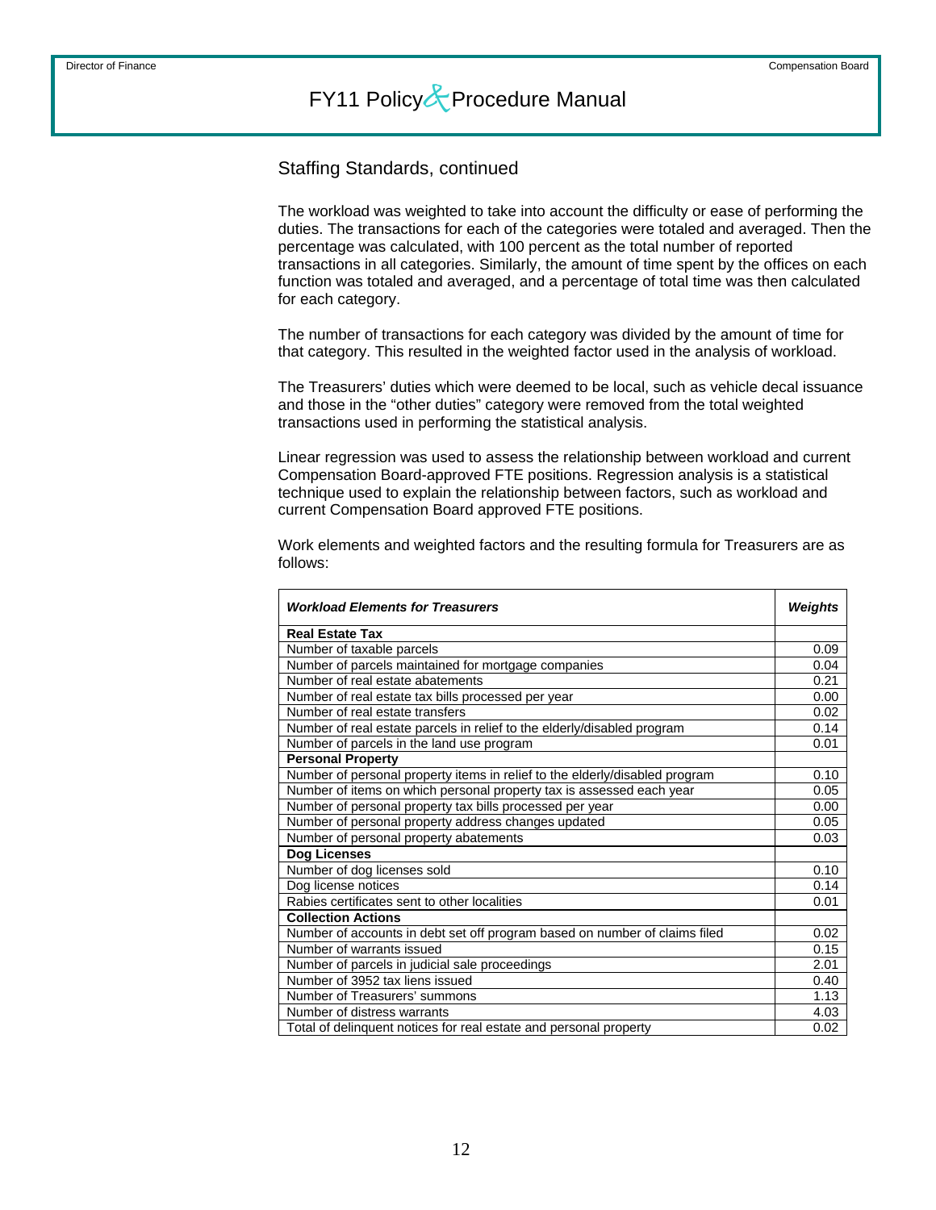## Staffing Standards, continued

The workload was weighted to take into account the difficulty or ease of performing the duties. The transactions for each of the categories were totaled and averaged. Then the percentage was calculated, with 100 percent as the total number of reported transactions in all categories. Similarly, the amount of time spent by the offices on each function was totaled and averaged, and a percentage of total time was then calculated for each category.

The number of transactions for each category was divided by the amount of time for that category. This resulted in the weighted factor used in the analysis of workload.

The Treasurers' duties which were deemed to be local, such as vehicle decal issuance and those in the "other duties" category were removed from the total weighted transactions used in performing the statistical analysis.

Linear regression was used to assess the relationship between workload and current Compensation Board-approved FTE positions. Regression analysis is a statistical technique used to explain the relationship between factors, such as workload and current Compensation Board approved FTE positions.

Work elements and weighted factors and the resulting formula for Treasurers are as follows:

| ***Workload Elements for Treasurers*** | ***Weights*** |
|---|---|
| **Real Estate Tax** | |
| Number of taxable parcels | 0.09 |
| Number of parcels maintained for mortgage companies | 0.04 |
| Number of real estate abatements | 0.21 |
| Number of real estate tax bills processed per year | 0.00 |
| Number of real estate transfers | 0.02 |
| Number of real estate parcels in relief to the elderly/disabled program | 0.14 |
| Number of parcels in the land use program | 0.01 |
| **Personal Property** | |
| Number of personal property items in relief to the elderly/disabled program | 0.10 |
| Number of items on which personal property tax is assessed each year | 0.05 |
| Number of personal property tax bills processed per year | 0.00 |
| Number of personal property address changes updated | 0.05 |
| Number of personal property abatements | 0.03 |
| **Dog Licenses** | |
| Number of dog licenses sold | 0.10 |
| Dog license notices | 0.14 |
| Rabies certificates sent to other localities | 0.01 |
| **Collection Actions** | |
| Number of accounts in debt set off program based on number of claims filed | 0.02 |
| Number of warrants issued | 0.15 |
| Number of parcels in judicial sale proceedings | 2.01 |
| Number of 3952 tax liens issued | 0.40 |
| Number of Treasurers' summons | 1.13 |
| Number of distress warrants | 4.03 |
| Total of delinquent notices for real estate and personal property | 0.02 |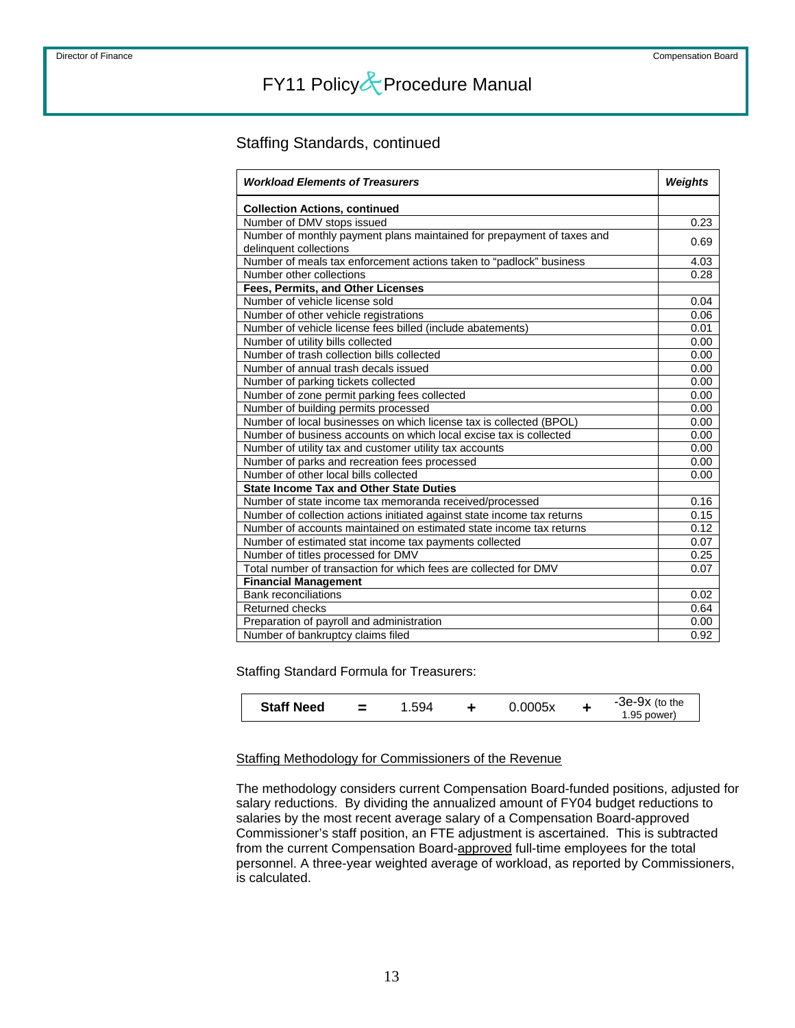## Staffing Standards, continued

| ***Workload Elements of Treasurers*** | ***Weights*** |
|---|---|
| **Collection Actions, continued** | |
| Number of DMV stops issued | 0.23 |
| Number of monthly payment plans maintained for prepayment of taxes and delinquent collections | 0.69 |
| Number of meals tax enforcement actions taken to "padlock" business | 4.03 |
| Number other collections | 0.28 |
| **Fees, Permits, and Other Licenses** | |
| Number of vehicle license sold | 0.04 |
| Number of other vehicle registrations | 0.06 |
| Number of vehicle license fees billed (include abatements) | 0.01 |
| Number of utility bills collected | 0.00 |
| Number of trash collection bills collected | 0.00 |
| Number of annual trash decals issued | 0.00 |
| Number of parking tickets collected | 0.00 |
| Number of zone permit parking fees collected | 0.00 |
| Number of building permits processed | 0.00 |
| Number of local businesses on which license tax is collected (BPOL) | 0.00 |
| Number of business accounts on which local excise tax is collected | 0.00 |
| Number of utility tax and customer utility tax accounts | 0.00 |
| Number of parks and recreation fees processed | 0.00 |
| Number of other local bills collected | 0.00 |
| **State Income Tax and Other State Duties** | |
| Number of state income tax memoranda received/processed | 0.16 |
| Number of collection actions initiated against state income tax returns | 0.15 |
| Number of accounts maintained on estimated state income tax returns | 0.12 |
| Number of estimated stat income tax payments collected | 0.07 |
| Number of titles processed for DMV | 0.25 |
| Total number of transaction for which fees are collected for DMV | 0.07 |
| **Financial Management** | |
| Bank reconciliations | 0.02 |
| Returned checks | 0.64 |
| Preparation of payroll and administration | 0.00 |
| Number of bankruptcy claims filed | 0.92 |

Staffing Standard Formula for Treasurers:

$$\textbf{Staff Need} = 1.594 + 0.0005x + -3e\text{-}9x^{1.95}$$

(-3e-9x (to the 1.95 power))

Staffing Methodology for Commissioners of the Revenue

The methodology considers current Compensation Board-funded positions, adjusted for salary reductions. By dividing the annualized amount of FY04 budget reductions to salaries by the most recent average salary of a Compensation Board-approved Commissioner's staff position, an FTE adjustment is ascertained. This is subtracted from the current Compensation Board-approved full-time employees for the total personnel. A three-year weighted average of workload, as reported by Commissioners, is calculated.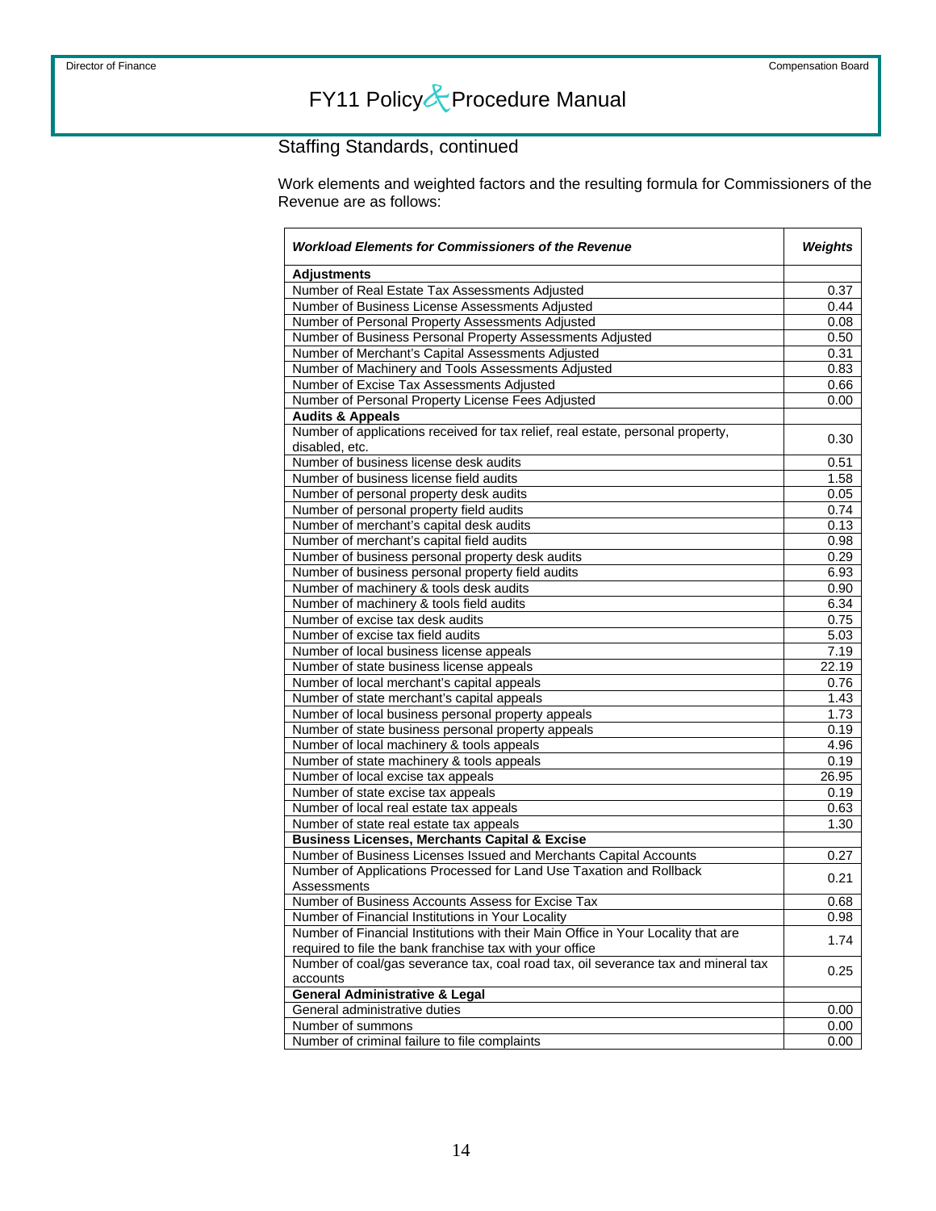## Staffing Standards, continued

Work elements and weighted factors and the resulting formula for Commissioners of the Revenue are as follows:

| ***Workload Elements for Commissioners of the Revenue*** | ***Weights*** |
|---|---|
| **Adjustments** | |
| Number of Real Estate Tax Assessments Adjusted | 0.37 |
| Number of Business License Assessments Adjusted | 0.44 |
| Number of Personal Property Assessments Adjusted | 0.08 |
| Number of Business Personal Property Assessments Adjusted | 0.50 |
| Number of Merchant's Capital Assessments Adjusted | 0.31 |
| Number of Machinery and Tools Assessments Adjusted | 0.83 |
| Number of Excise Tax Assessments Adjusted | 0.66 |
| Number of Personal Property License Fees Adjusted | 0.00 |
| **Audits & Appeals** | |
| Number of applications received for tax relief, real estate, personal property, disabled, etc. | 0.30 |
| Number of business license desk audits | 0.51 |
| Number of business license field audits | 1.58 |
| Number of personal property desk audits | 0.05 |
| Number of personal property field audits | 0.74 |
| Number of merchant's capital desk audits | 0.13 |
| Number of merchant's capital field audits | 0.98 |
| Number of business personal property desk audits | 0.29 |
| Number of business personal property field audits | 6.93 |
| Number of machinery & tools desk audits | 0.90 |
| Number of machinery & tools field audits | 6.34 |
| Number of excise tax desk audits | 0.75 |
| Number of excise tax field audits | 5.03 |
| Number of local business license appeals | 7.19 |
| Number of state business license appeals | 22.19 |
| Number of local merchant's capital appeals | 0.76 |
| Number of state merchant's capital appeals | 1.43 |
| Number of local business personal property appeals | 1.73 |
| Number of state business personal property appeals | 0.19 |
| Number of local machinery & tools appeals | 4.96 |
| Number of state machinery & tools appeals | 0.19 |
| Number of local excise tax appeals | 26.95 |
| Number of state excise tax appeals | 0.19 |
| Number of local real estate tax appeals | 0.63 |
| Number of state real estate tax appeals | 1.30 |
| **Business Licenses, Merchants Capital & Excise** | |
| Number of Business Licenses Issued and Merchants Capital Accounts | 0.27 |
| Number of Applications Processed for Land Use Taxation and Rollback Assessments | 0.21 |
| Number of Business Accounts Assess for Excise Tax | 0.68 |
| Number of Financial Institutions in Your Locality | 0.98 |
| Number of Financial Institutions with their Main Office in Your Locality that are required to file the bank franchise tax with your office | 1.74 |
| Number of coal/gas severance tax, coal road tax, oil severance tax and mineral tax accounts | 0.25 |
| **General Administrative & Legal** | |
| General administrative duties | 0.00 |
| Number of summons | 0.00 |
| Number of criminal failure to file complaints | 0.00 |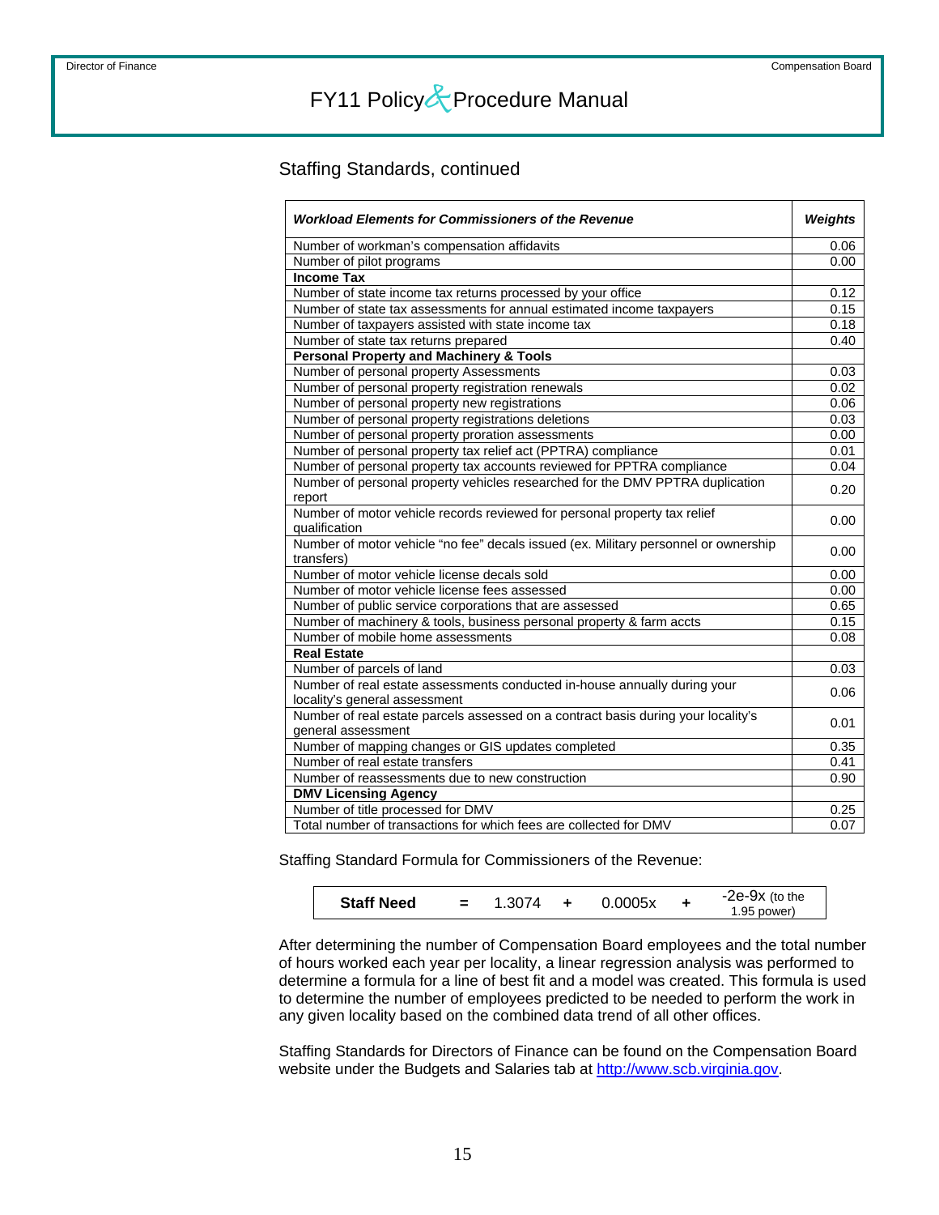## Staffing Standards, continued

| ***Workload Elements for Commissioners of the Revenue*** | ***Weights*** |
|---|---|
| Number of workman's compensation affidavits | 0.06 |
| Number of pilot programs | 0.00 |
| **Income Tax** | |
| Number of state income tax returns processed by your office | 0.12 |
| Number of state tax assessments for annual estimated income taxpayers | 0.15 |
| Number of taxpayers assisted with state income tax | 0.18 |
| Number of state tax returns prepared | 0.40 |
| **Personal Property and Machinery & Tools** | |
| Number of personal property Assessments | 0.03 |
| Number of personal property registration renewals | 0.02 |
| Number of personal property new registrations | 0.06 |
| Number of personal property registrations deletions | 0.03 |
| Number of personal property proration assessments | 0.00 |
| Number of personal property tax relief act (PPTRA) compliance | 0.01 |
| Number of personal property tax accounts reviewed for PPTRA compliance | 0.04 |
| Number of personal property vehicles researched for the DMV PPTRA duplication report | 0.20 |
| Number of motor vehicle records reviewed for personal property tax relief qualification | 0.00 |
| Number of motor vehicle "no fee" decals issued (ex. Military personnel or ownership transfers) | 0.00 |
| Number of motor vehicle license decals sold | 0.00 |
| Number of motor vehicle license fees assessed | 0.00 |
| Number of public service corporations that are assessed | 0.65 |
| Number of machinery & tools, business personal property & farm accts | 0.15 |
| Number of mobile home assessments | 0.08 |
| **Real Estate** | |
| Number of parcels of land | 0.03 |
| Number of real estate assessments conducted in-house annually during your locality's general assessment | 0.06 |
| Number of real estate parcels assessed on a contract basis during your locality's general assessment | 0.01 |
| Number of mapping changes or GIS updates completed | 0.35 |
| Number of real estate transfers | 0.41 |
| Number of reassessments due to new construction | 0.90 |
| **DMV Licensing Agency** | |
| Number of title processed for DMV | 0.25 |
| Total number of transactions for which fees are collected for DMV | 0.07 |

Staffing Standard Formula for Commissioners of the Revenue:

| **Staff Need** | = | 1.3074 | + | 0.0005x | + | -2e-9x (to the 1.95 power) |
|---|---|---|---|---|---|---|

After determining the number of Compensation Board employees and the total number of hours worked each year per locality, a linear regression analysis was performed to determine a formula for a line of best fit and a model was created. This formula is used to determine the number of employees predicted to be needed to perform the work in any given locality based on the combined data trend of all other offices.

Staffing Standards for Directors of Finance can be found on the Compensation Board website under the Budgets and Salaries tab at [http://www.scb.virginia.gov](http://www.scb.virginia.gov).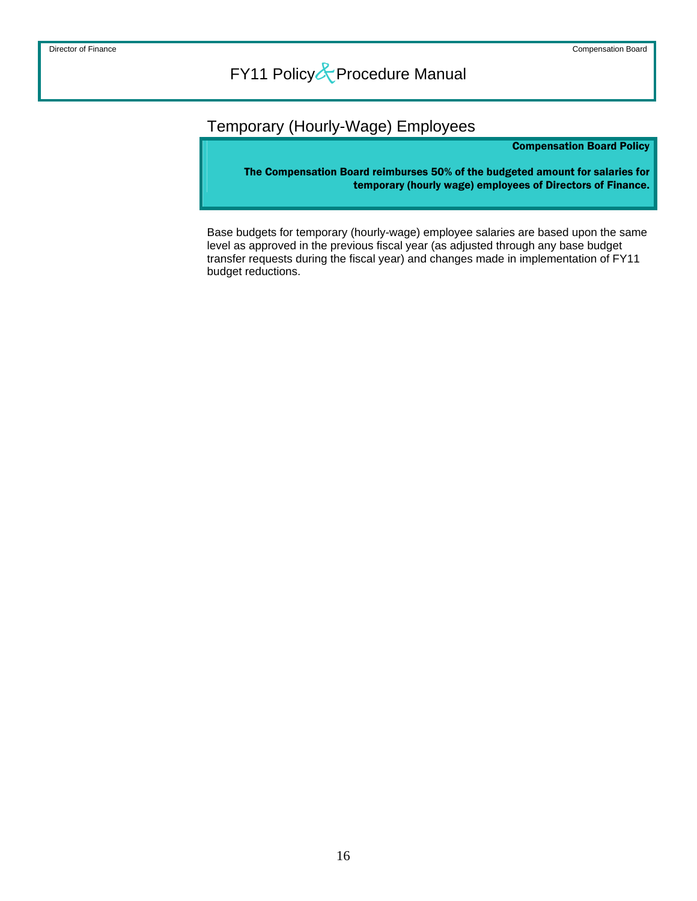## Temporary (Hourly-Wage) Employees

**Compensation Board Policy**

**The Compensation Board reimburses 50% of the budgeted amount for salaries for temporary (hourly wage) employees of Directors of Finance.**

Base budgets for temporary (hourly-wage) employee salaries are based upon the same level as approved in the previous fiscal year (as adjusted through any base budget transfer requests during the fiscal year) and changes made in implementation of FY11 budget reductions.